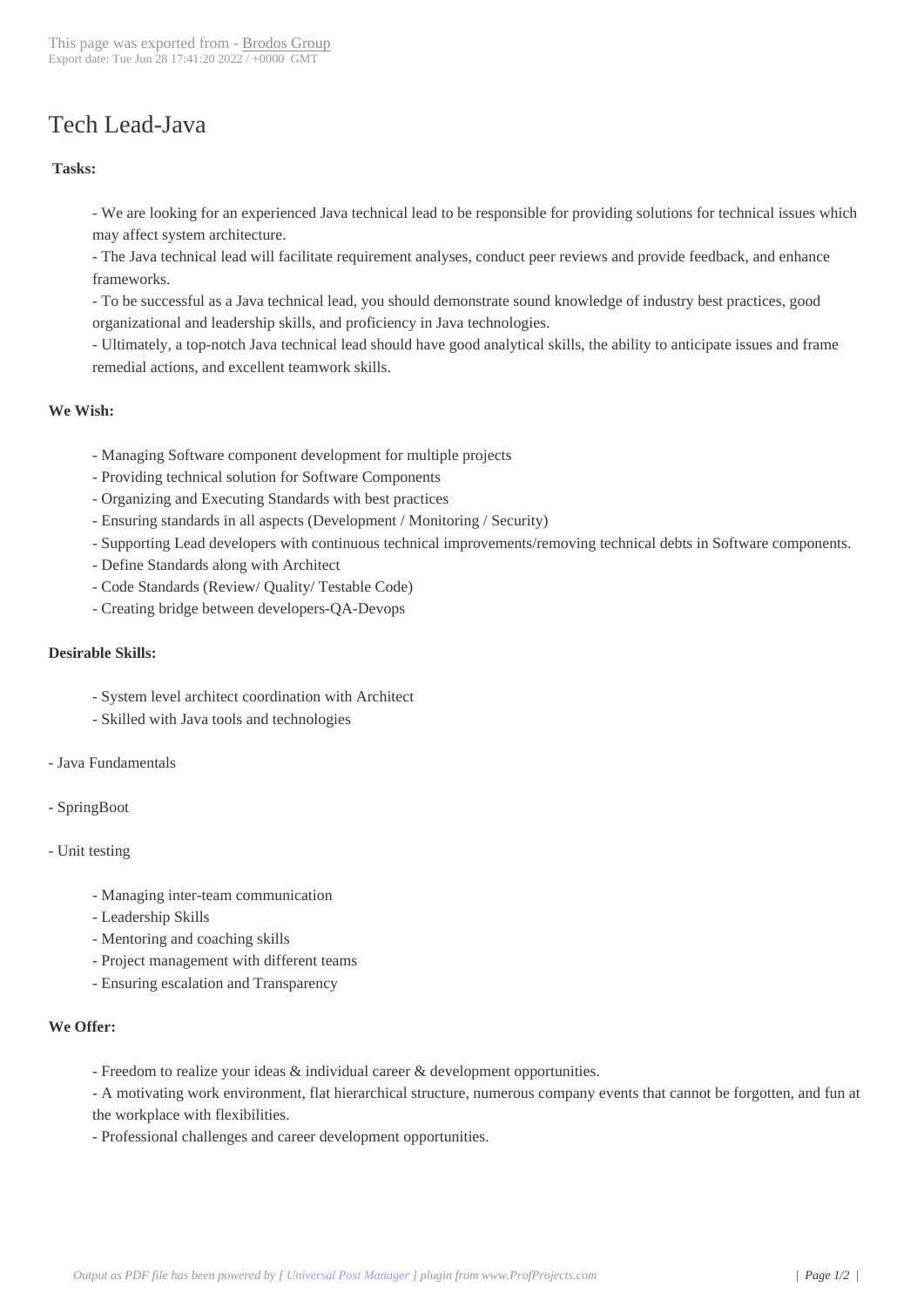# Tech Lead-Java

**Tasks:**

- We are looking for an experienced Java technical lead to be responsible for providing solutions for technical issues which may affect system architecture.
- The Java technical lead will facilitate requirement analyses, conduct peer reviews and provide feedback, and enhance frameworks.
- To be successful as a Java technical lead, you should demonstrate sound knowledge of industry best practices, good organizational and leadership skills, and proficiency in Java technologies.
- Ultimately, a top-notch Java technical lead should have good analytical skills, the ability to anticipate issues and frame remedial actions, and excellent teamwork skills.

**We Wish:**

- Managing Software component development for multiple projects
- Providing technical solution for Software Components
- Organizing and Executing Standards with best practices
- Ensuring standards in all aspects (Development / Monitoring / Security)
- Supporting Lead developers with continuous technical improvements/removing technical debts in Software components.
- Define Standards along with Architect
- Code Standards (Review/ Quality/ Testable Code)
- Creating bridge between developers-QA-Devops

**Desirable Skills:**

- System level architect coordination with Architect
- Skilled with Java tools and technologies

- Java Fundamentals

- SpringBoot

- Unit testing

- Managing inter-team communication
- Leadership Skills
- Mentoring and coaching skills
- Project management with different teams
- Ensuring escalation and Transparency

**We Offer:**

- Freedom to realize your ideas & individual career & development opportunities.
- A motivating work environment, flat hierarchical structure, numerous company events that cannot be forgotten, and fun at the workplace with flexibilities.
- Professional challenges and career development opportunities.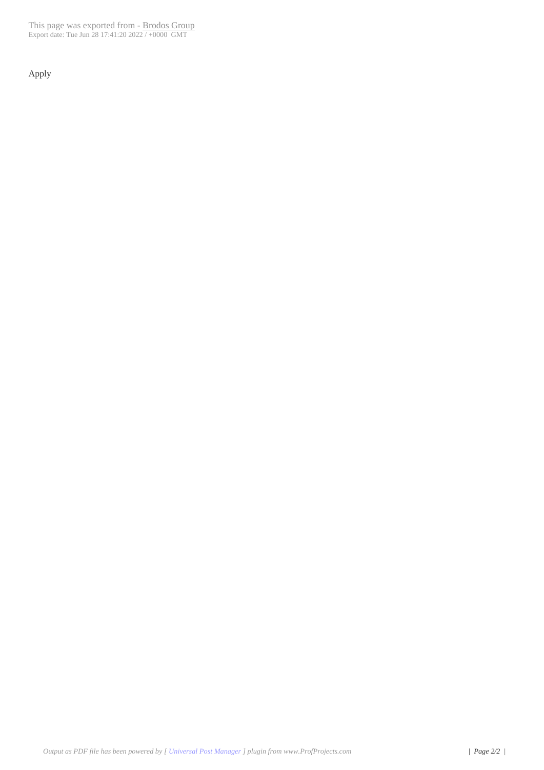Apply